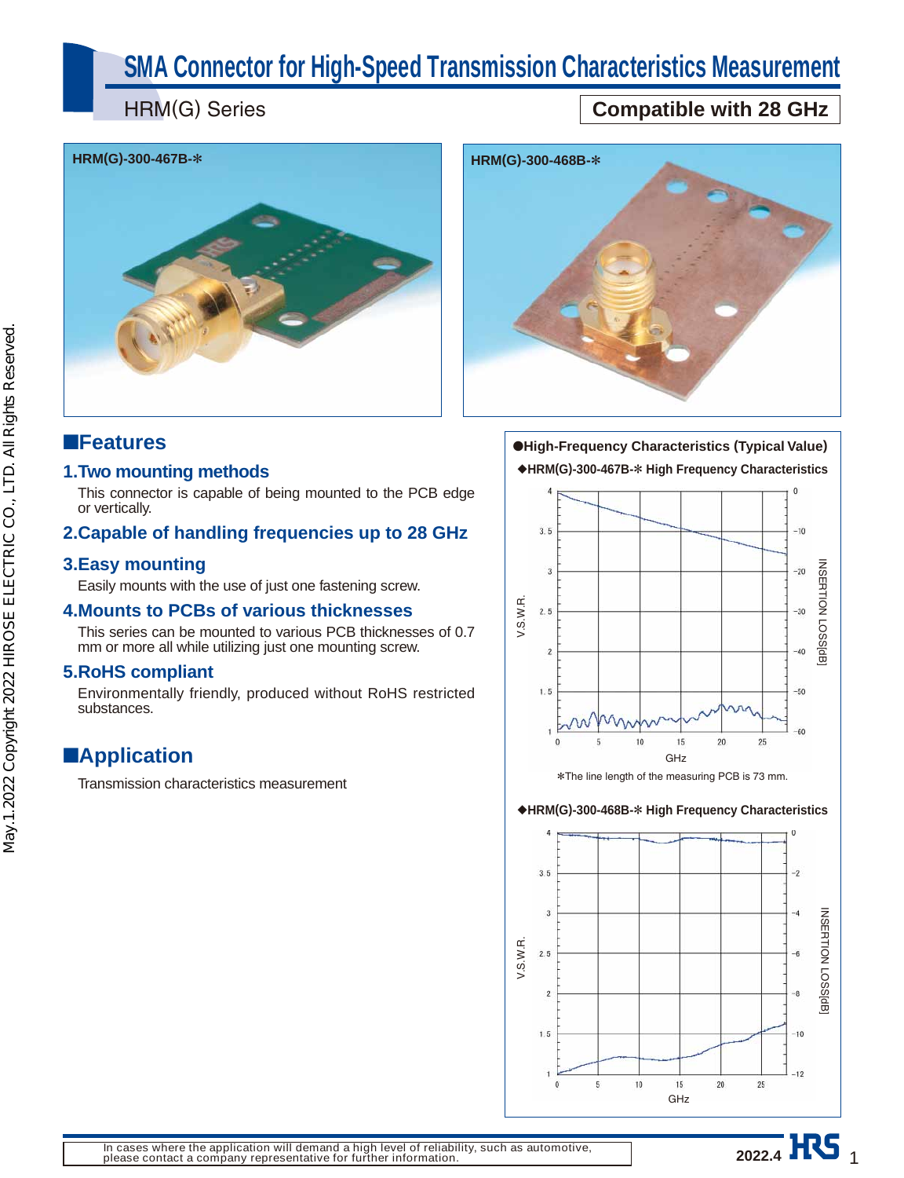# SMA Connector for High-Speed Transmission Characteristics Measurement

HRM(G) Series

**Compatible with 28 GHz**

HRM(G)-300-467B-*

HRM(G)-300-468B-*

## ■Features

### 1.Two mounting methods

This connector is capable of being mounted to the PCB edge or vertically.

### 2.Capable of handling frequencies up to 28 GHz

### 3.Easy mounting

Easily mounts with the use of just one fastening screw.

### 4.Mounts to PCBs of various thicknesses

This series can be mounted to various PCB thicknesses of 0.7 mm or more all while utilizing just one mounting screw.

### 5.RoHS compliant

Environmentally friendly, produced without RoHS restricted substances.

## ■Application

Transmission characteristics measurement

**●High-Frequency Characteristics (Typical Value)**

**◆HRM(G)-300-467B-* High Frequency Characteristics**

*The line length of the measuring PCB is 73 mm.

**◆HRM(G)-300-468B-* High Frequency Characteristics**

In cases where the application will demand a high level of reliability, such as automotive, please contact a company representative for further information.

2022.4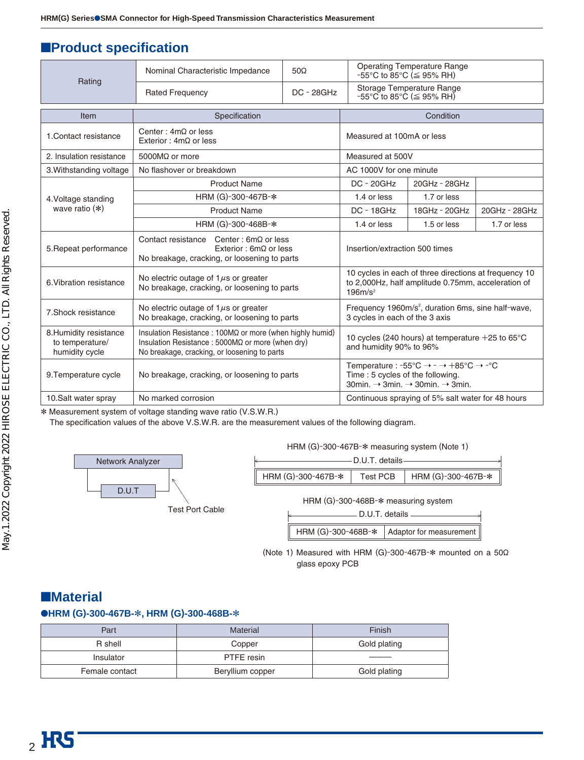## ■Product specification

| Rating | | | |
|---|---|---|---|
| Rating | Nominal Characteristic Impedance | 50Ω | Operating Temperature Range -55°C to 85°C (≦ 95% RH) |
| | Rated Frequency | DC - 28GHz | Storage Temperature Range -55°C to 85°C (≦ 95% RH) |

| Item | Specification | Condition | | |
|---|---|---|---|---|
| 1.Contact resistance | Center : 4mΩ or less<br>Exterior : 4mΩ or less | Measured at 100mA or less | | |
| 2. Insulation resistance | 5000MΩ or more | Measured at 500V | | |
| 3.Withstanding voltage | No flashover or breakdown | AC 1000V for one minute | | |
| 4.Voltage standing wave ratio (✻) | Product Name | DC - 20GHz | 20GHz - 28GHz | |
| | HRM (G)-300-467B-✻ | 1.4 or less | 1.7 or less | |
| | Product Name | DC - 18GHz | 18GHz - 20GHz | 20GHz - 28GHz |
| | HRM (G)-300-468B-✻ | 1.4 or less | 1.5 or less | 1.7 or less |
| 5.Repeat performance | Contact resistance Center : 6mΩ or less<br>Exterior : 6mΩ or less<br>No breakage, cracking, or loosening to parts | Insertion/extraction 500 times | | |
| 6.Vibration resistance | No electric outage of 1μs or greater<br>No breakage, cracking, or loosening to parts | 10 cycles in each of three directions at frequency 10 to 2,000Hz, half amplitude 0.75mm, acceleration of 196m/s² | | |
| 7.Shock resistance | No electric outage of 1μs or greater<br>No breakage, cracking, or loosening to parts | Frequency 1960m/s², duration 6ms, sine half-wave, 3 cycles in each of the 3 axis | | |
| 8.Humidity resistance to temperature/ humidity cycle | Insulation Resistance : 100MΩ or more (when highly humid)<br>Insulation Resistance : 5000MΩ or more (when dry)<br>No breakage, cracking, or loosening to parts | 10 cycles (240 hours) at temperature +25 to 65°C and humidity 90% to 96% | | |
| 9.Temperature cycle | No breakage, cracking, or loosening to parts | Temperature : -55°C → - → +85°C → -°C<br>Time : 5 cycles of the following.<br>30min. → 3min. → 30min. → 3min. | | |
| 10.Salt water spray | No marked corrosion | Continuous spraying of 5% salt water for 48 hours | | |

✻ Measurement system of voltage standing wave ratio (V.S.W.R.)
The specification values of the above V.S.W.R. are the measurement values of the following diagram.

Network Analyzer
D.U.T
Test Port Cable

HRM (G)-300-467B-✻ measuring system (Note 1)

D.U.T. details

| HRM (G)-300-467B-✻ | Test PCB | HRM (G)-300-467B-✻ |
|---|---|---|

HRM (G)-300-468B-✻ measuring system

D.U.T. details

| HRM (G)-300-468B-✻ | Adaptor for measurement |
|---|---|

(Note 1) Measured with HRM (G)-300-467B-✻ mounted on a 50Ω glass epoxy PCB

## ■Material

**●HRM (G)-300-467B-✻, HRM (G)-300-468B-✻**

| Part | Material | Finish |
|---|---|---|
| R shell | Copper | Gold plating |
| Insulator | PTFE resin | ——— |
| Female contact | Beryllium copper | Gold plating |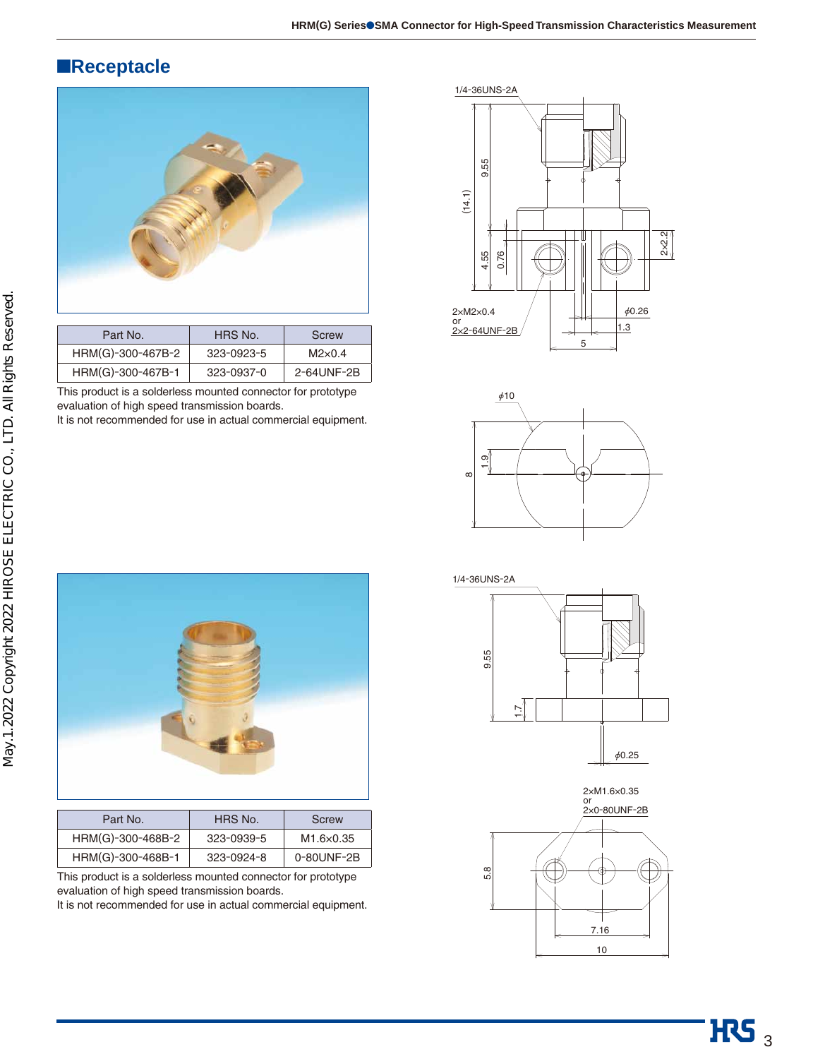## ■Receptacle

| Part No. | HRS No. | Screw |
| --- | --- | --- |
| HRM(G)-300-467B-2 | 323-0923-5 | M2×0.4 |
| HRM(G)-300-467B-1 | 323-0937-0 | 2-64UNF-2B |

This product is a solderless mounted connector for prototype evaluation of high speed transmission boards.
It is not recommended for use in actual commercial equipment.

| Part No. | HRS No. | Screw |
| --- | --- | --- |
| HRM(G)-300-468B-2 | 323-0939-5 | M1.6×0.35 |
| HRM(G)-300-468B-1 | 323-0924-8 | 0-80UNF-2B |

This product is a solderless mounted connector for prototype evaluation of high speed transmission boards.
It is not recommended for use in actual commercial equipment.

May.1.2022 Copyright 2022 HIROSE ELECTRIC CO., LTD. All Rights Reserved.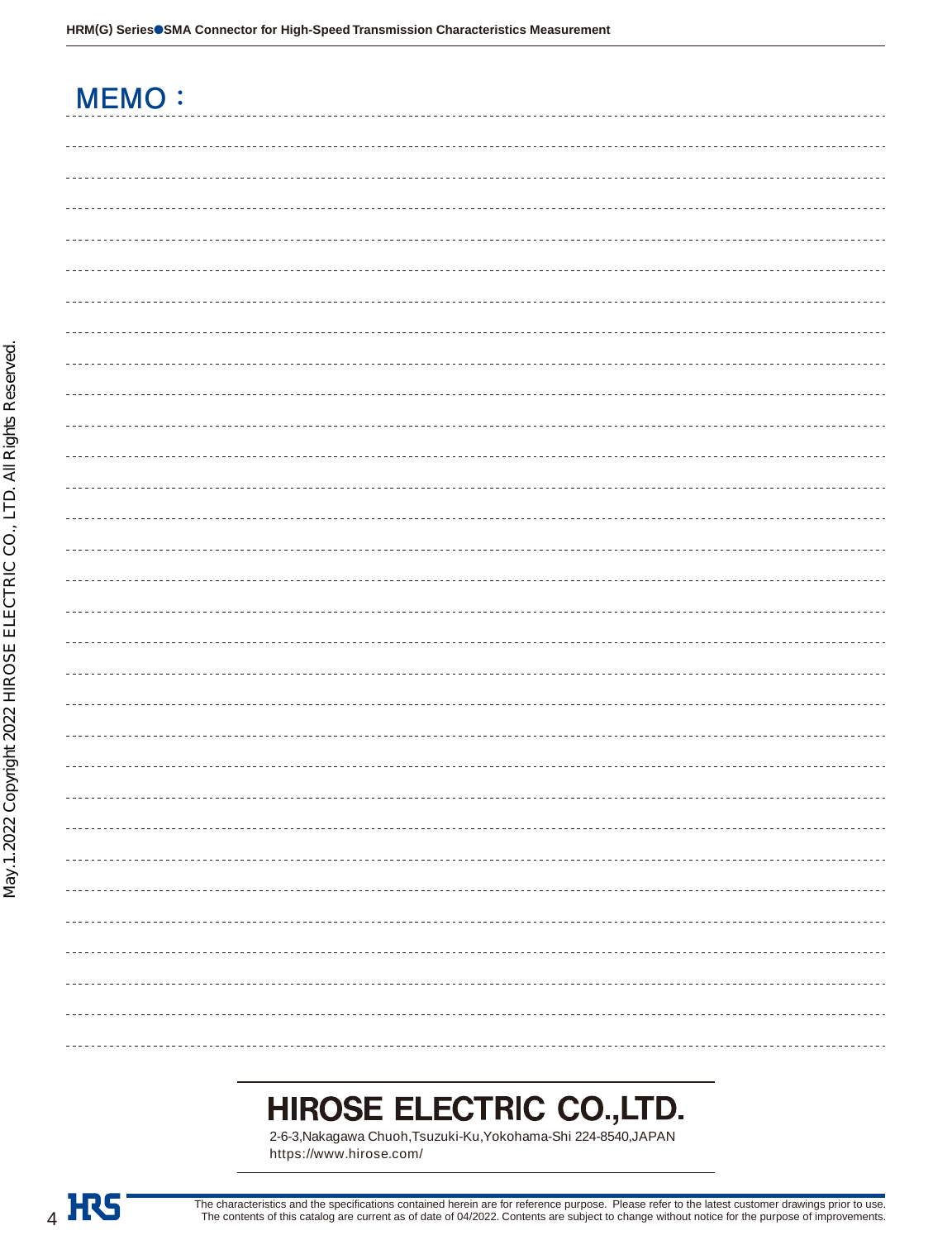## MEMO：

# HIROSE ELECTRIC CO.,LTD.

2-6-3,Nakagawa Chuoh,Tsuzuki-Ku,Yokohama-Shi 224-8540,JAPAN
https://www.hirose.com/

The characteristics and the specifications contained herein are for reference purpose. Please refer to the latest customer drawings prior to use.
The contents of this catalog are current as of date of 04/2022. Contents are subject to change without notice for the purpose of improvements.

May.1.2022 Copyright 2022 HIROSE ELECTRIC CO., LTD. All Rights Reserved.